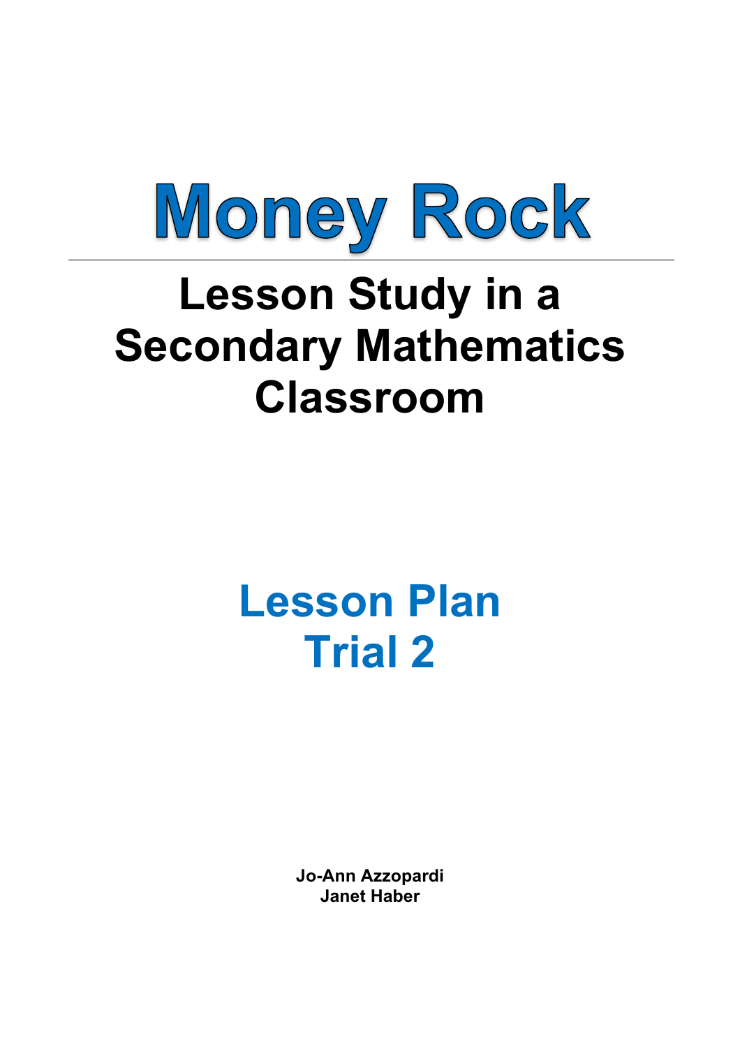# Money Rock

## Lesson Study in a Secondary Mathematics Classroom

## Lesson Plan
## Trial 2

**Jo-Ann Azzopardi**
**Janet Haber**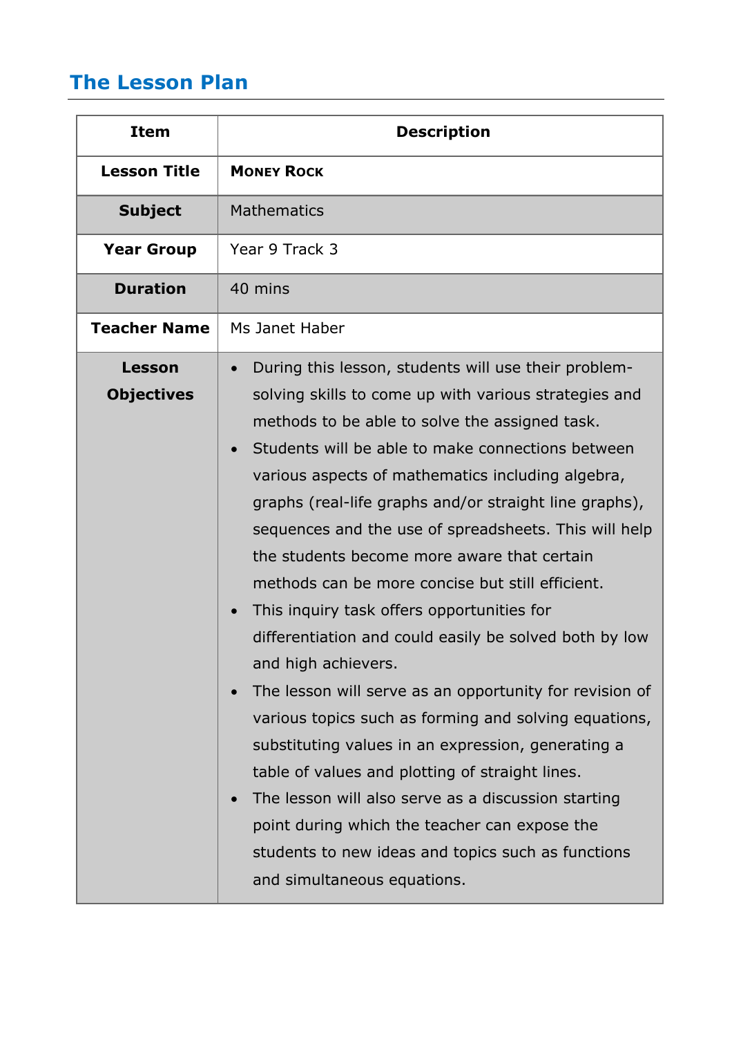## The Lesson Plan

| Item | Description |
|---|---|
| **Lesson Title** | **Money Rock** |
| **Subject** | Mathematics |
| **Year Group** | Year 9 Track 3 |
| **Duration** | 40 mins |
| **Teacher Name** | Ms Janet Haber |
| **Lesson Objectives** | • During this lesson, students will use their problem-solving skills to come up with various strategies and methods to be able to solve the assigned task.<br>• Students will be able to make connections between various aspects of mathematics including algebra, graphs (real-life graphs and/or straight line graphs), sequences and the use of spreadsheets. This will help the students become more aware that certain methods can be more concise but still efficient.<br>• This inquiry task offers opportunities for differentiation and could easily be solved both by low and high achievers.<br>• The lesson will serve as an opportunity for revision of various topics such as forming and solving equations, substituting values in an expression, generating a table of values and plotting of straight lines.<br>• The lesson will also serve as a discussion starting point during which the teacher can expose the students to new ideas and topics such as functions and simultaneous equations. |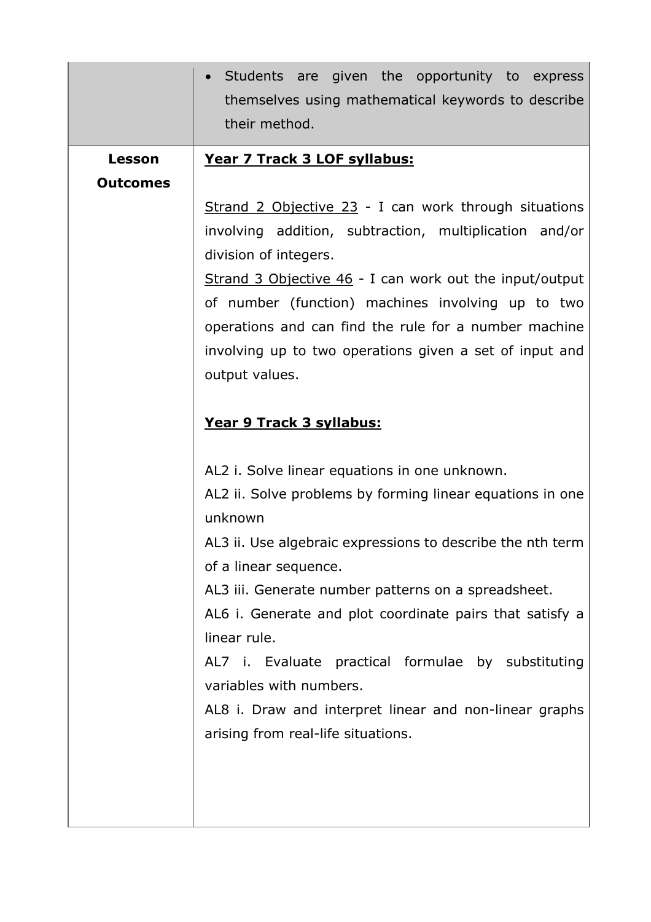| | |
|---|---|
| | • Students are given the opportunity to express themselves using mathematical keywords to describe their method. |
| **Lesson Outcomes** | **Year 7 Track 3 LOF syllabus:**<br><br>Strand 2 Objective 23 - I can work through situations involving addition, subtraction, multiplication and/or division of integers.<br>Strand 3 Objective 46 - I can work out the input/output of number (function) machines involving up to two operations and can find the rule for a number machine involving up to two operations given a set of input and output values.<br><br>**Year 9 Track 3 syllabus:**<br><br>AL2 i. Solve linear equations in one unknown.<br>AL2 ii. Solve problems by forming linear equations in one unknown<br>AL3 ii. Use algebraic expressions to describe the nth term of a linear sequence.<br>AL3 iii. Generate number patterns on a spreadsheet.<br>AL6 i. Generate and plot coordinate pairs that satisfy a linear rule.<br>AL7 i. Evaluate practical formulae by substituting variables with numbers.<br>AL8 i. Draw and interpret linear and non-linear graphs arising from real-life situations. |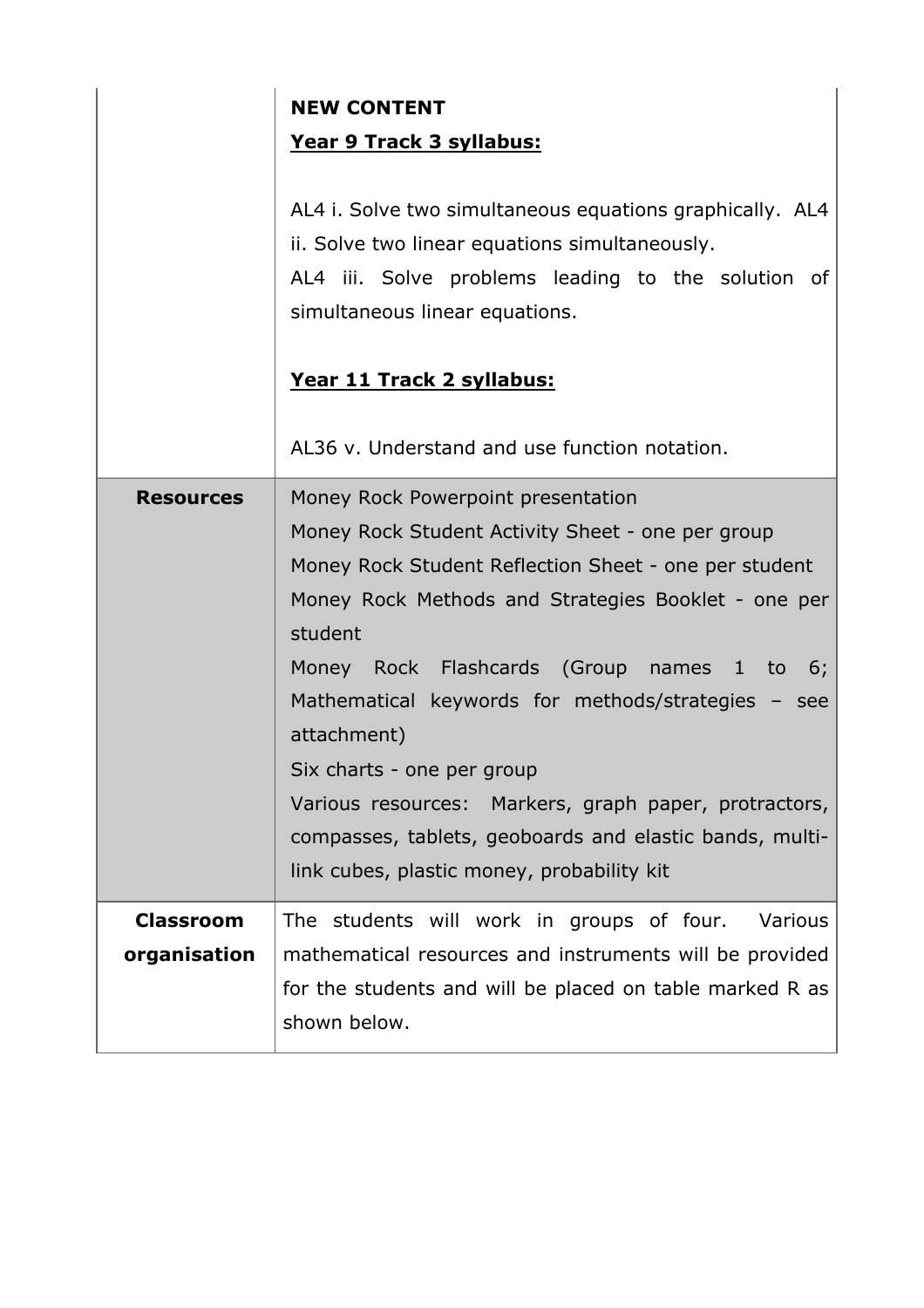| | |
|---|---|
| | **NEW CONTENT**<br>**<u>Year 9 Track 3 syllabus:</u>**<br><br>AL4 i. Solve two simultaneous equations graphically. AL4 ii. Solve two linear equations simultaneously.<br>AL4 iii. Solve problems leading to the solution of simultaneous linear equations.<br><br>**<u>Year 11 Track 2 syllabus:</u>**<br><br>AL36 v. Understand and use function notation. |
| **Resources** | Money Rock Powerpoint presentation<br>Money Rock Student Activity Sheet - one per group<br>Money Rock Student Reflection Sheet - one per student<br>Money Rock Methods and Strategies Booklet - one per student<br>Money Rock Flashcards (Group names 1 to 6; Mathematical keywords for methods/strategies – see attachment)<br>Six charts - one per group<br>Various resources: Markers, graph paper, protractors, compasses, tablets, geoboards and elastic bands, multi-link cubes, plastic money, probability kit |
| **Classroom organisation** | The students will work in groups of four. Various mathematical resources and instruments will be provided for the students and will be placed on table marked R as shown below. |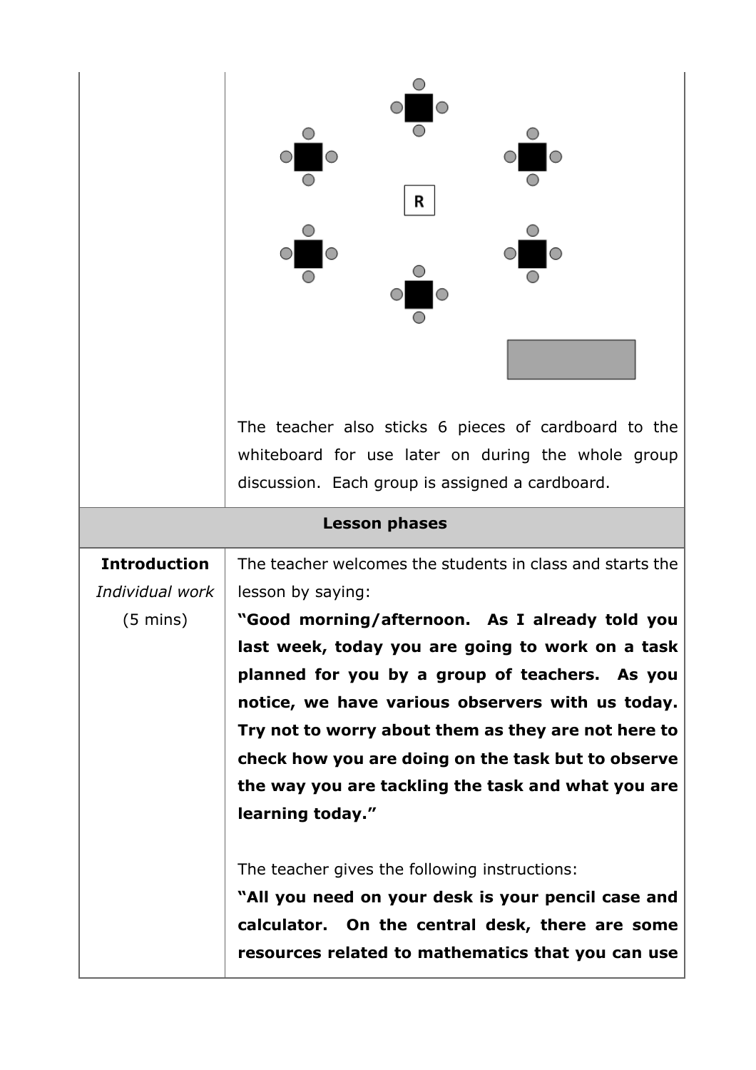| | |
|---|---|
| | R<br><br>The teacher also sticks 6 pieces of cardboard to the whiteboard for use later on during the whole group discussion. Each group is assigned a cardboard. |
| **Lesson phases** | |
| **Introduction**<br>*Individual work*<br>(5 mins) | The teacher welcomes the students in class and starts the lesson by saying:<br>**"Good morning/afternoon. As I already told you last week, today you are going to work on a task planned for you by a group of teachers. As you notice, we have various observers with us today. Try not to worry about them as they are not here to check how you are doing on the task but to observe the way you are tackling the task and what you are learning today."**<br><br>The teacher gives the following instructions:<br>**"All you need on your desk is your pencil case and calculator. On the central desk, there are some resources related to mathematics that you can use** |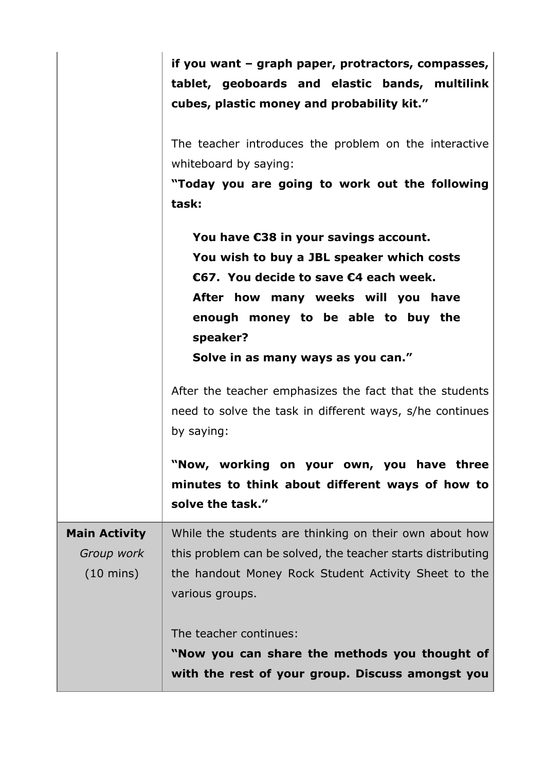| | |
|---|---|
| | **if you want – graph paper, protractors, compasses, tablet, geoboards and elastic bands, multilink cubes, plastic money and probability kit."**<br><br>The teacher introduces the problem on the interactive whiteboard by saying:<br>**"Today you are going to work out the following task:**<br><br>**You have €38 in your savings account. You wish to buy a JBL speaker which costs €67. You decide to save €4 each week. After how many weeks will you have enough money to be able to buy the speaker? Solve in as many ways as you can."**<br><br>After the teacher emphasizes the fact that the students need to solve the task in different ways, s/he continues by saying:<br><br>**"Now, working on your own, you have three minutes to think about different ways of how to solve the task."** |
| **Main Activity**<br>*Group work*<br>(10 mins) | While the students are thinking on their own about how this problem can be solved, the teacher starts distributing the handout Money Rock Student Activity Sheet to the various groups.<br><br>The teacher continues:<br>**"Now you can share the methods you thought of with the rest of your group. Discuss amongst you** |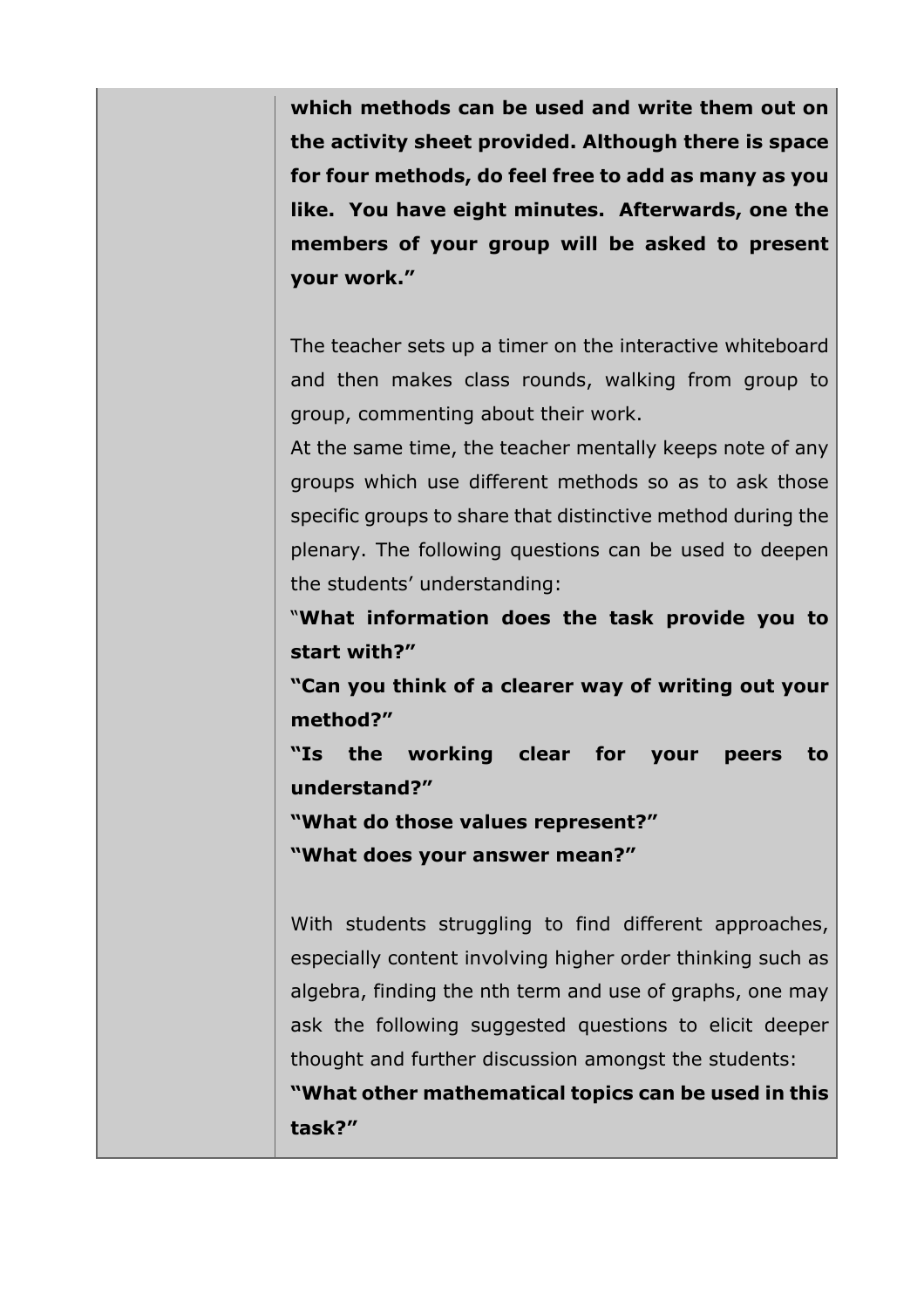| | |
|---|---|
| | **which methods can be used and write them out on the activity sheet provided. Although there is space for four methods, do feel free to add as many as you like. You have eight minutes. Afterwards, one the members of your group will be asked to present your work."**<br><br>The teacher sets up a timer on the interactive whiteboard and then makes class rounds, walking from group to group, commenting about their work.<br>At the same time, the teacher mentally keeps note of any groups which use different methods so as to ask those specific groups to share that distinctive method during the plenary. The following questions can be used to deepen the students' understanding:<br>"**What information does the task provide you to start with?"**<br>**"Can you think of a clearer way of writing out your method?"**<br>**"Is the working clear for your peers to understand?"**<br>**"What do those values represent?"**<br>**"What does your answer mean?"**<br><br>With students struggling to find different approaches, especially content involving higher order thinking such as algebra, finding the nth term and use of graphs, one may ask the following suggested questions to elicit deeper thought and further discussion amongst the students:<br>**"What other mathematical topics can be used in this task?"** |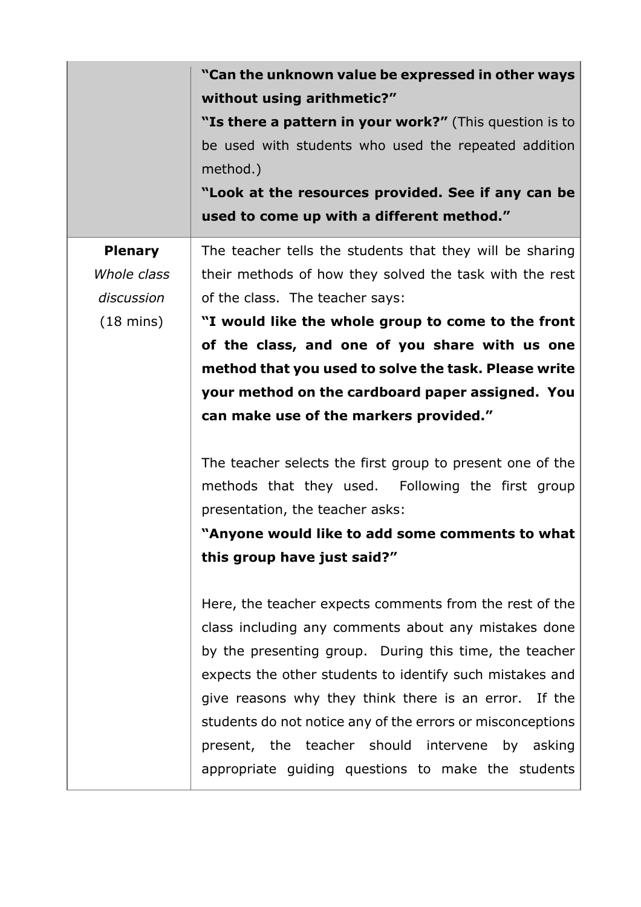| | |
|---|---|
| | **"Can the unknown value be expressed in other ways without using arithmetic?"** <br> **"Is there a pattern in your work?"** (This question is to be used with students who used the repeated addition method.) <br> **"Look at the resources provided. See if any can be used to come up with a different method."** |
| **Plenary** <br> *Whole class discussion* <br> (18 mins) | The teacher tells the students that they will be sharing their methods of how they solved the task with the rest of the class. The teacher says: <br> **"I would like the whole group to come to the front of the class, and one of you share with us one method that you used to solve the task. Please write your method on the cardboard paper assigned. You can make use of the markers provided."** <br><br> The teacher selects the first group to present one of the methods that they used. Following the first group presentation, the teacher asks: <br> **"Anyone would like to add some comments to what this group have just said?"** <br><br> Here, the teacher expects comments from the rest of the class including any comments about any mistakes done by the presenting group. During this time, the teacher expects the other students to identify such mistakes and give reasons why they think there is an error. If the students do not notice any of the errors or misconceptions present, the teacher should intervene by asking appropriate guiding questions to make the students |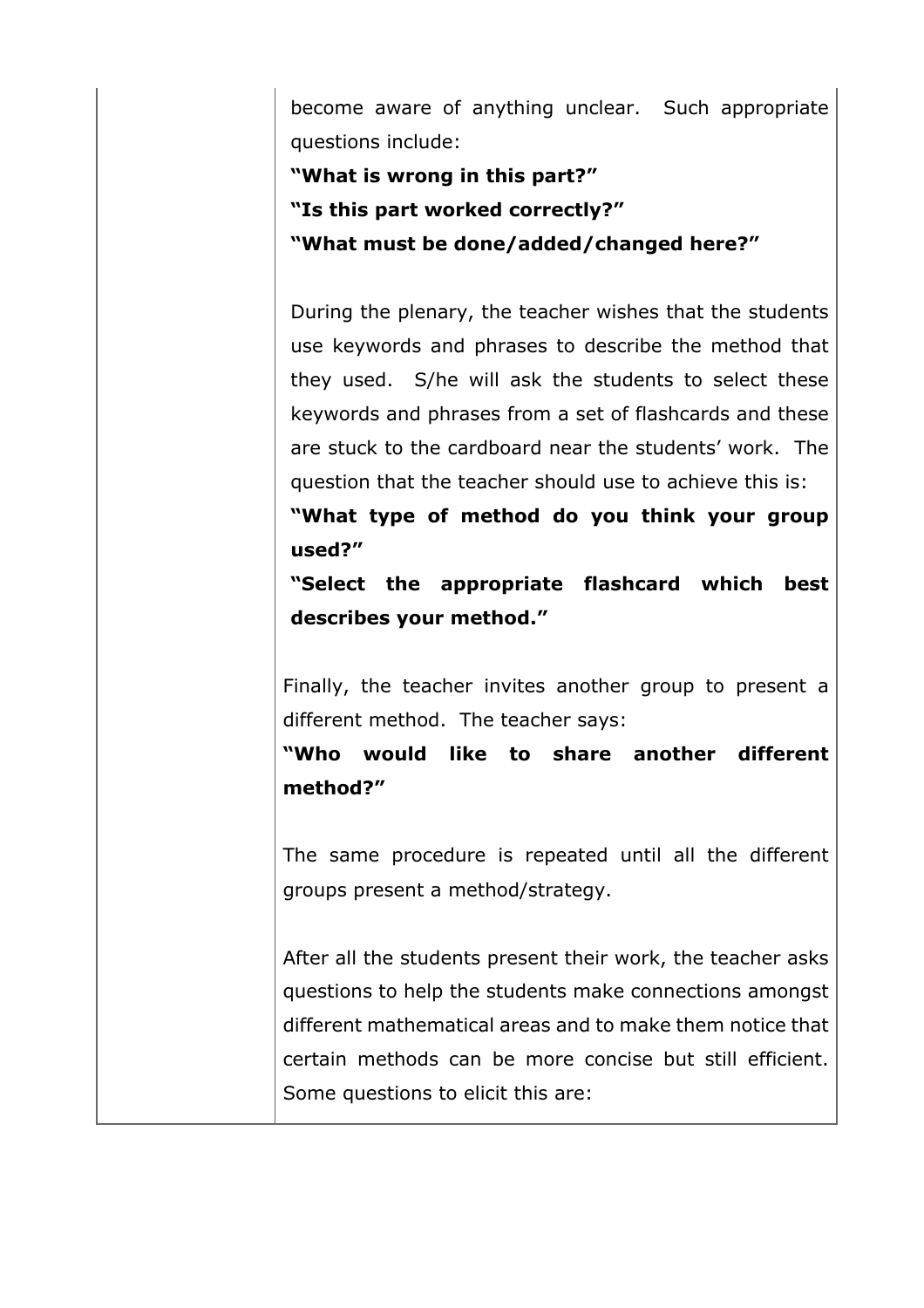| | |
|---|---|
| | become aware of anything unclear. Such appropriate questions include:<br>**"What is wrong in this part?"**<br>**"Is this part worked correctly?"**<br>**"What must be done/added/changed here?"**<br><br>During the plenary, the teacher wishes that the students use keywords and phrases to describe the method that they used. S/he will ask the students to select these keywords and phrases from a set of flashcards and these are stuck to the cardboard near the students' work. The question that the teacher should use to achieve this is:<br>**"What type of method do you think your group used?"**<br>**"Select the appropriate flashcard which best describes your method."**<br><br>Finally, the teacher invites another group to present a different method. The teacher says:<br>**"Who would like to share another different method?"**<br><br>The same procedure is repeated until all the different groups present a method/strategy.<br><br>After all the students present their work, the teacher asks questions to help the students make connections amongst different mathematical areas and to make them notice that certain methods can be more concise but still efficient. Some questions to elicit this are: |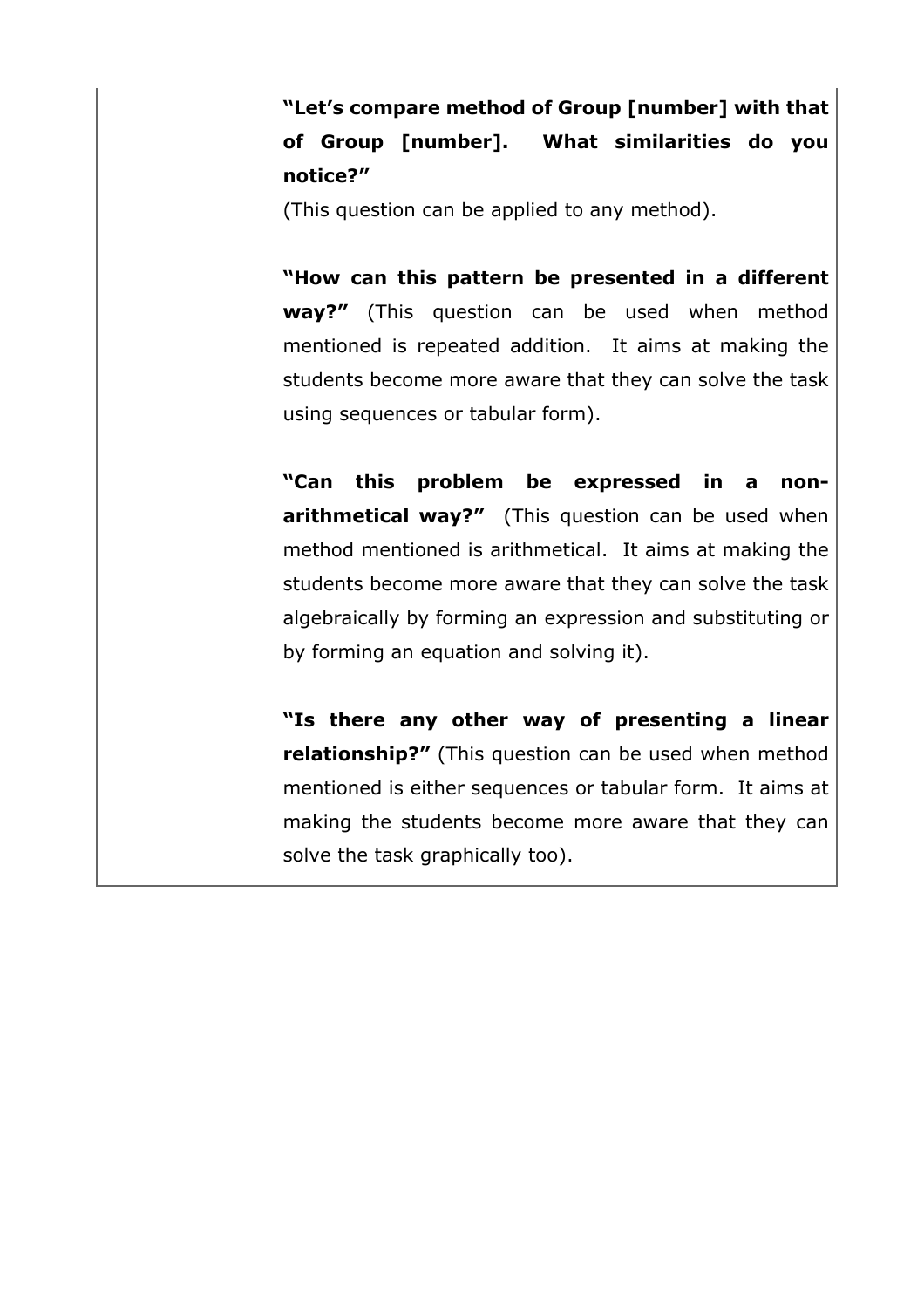| | |
|---|---|
| | **"Let's compare method of Group [number] with that of Group [number]. What similarities do you notice?"**<br>(This question can be applied to any method).<br><br>**"How can this pattern be presented in a different way?"** (This question can be used when method mentioned is repeated addition. It aims at making the students become more aware that they can solve the task using sequences or tabular form).<br><br>**"Can this problem be expressed in a non-arithmetical way?"** (This question can be used when method mentioned is arithmetical. It aims at making the students become more aware that they can solve the task algebraically by forming an expression and substituting or by forming an equation and solving it).<br><br>**"Is there any other way of presenting a linear relationship?"** (This question can be used when method mentioned is either sequences or tabular form. It aims at making the students become more aware that they can solve the task graphically too). |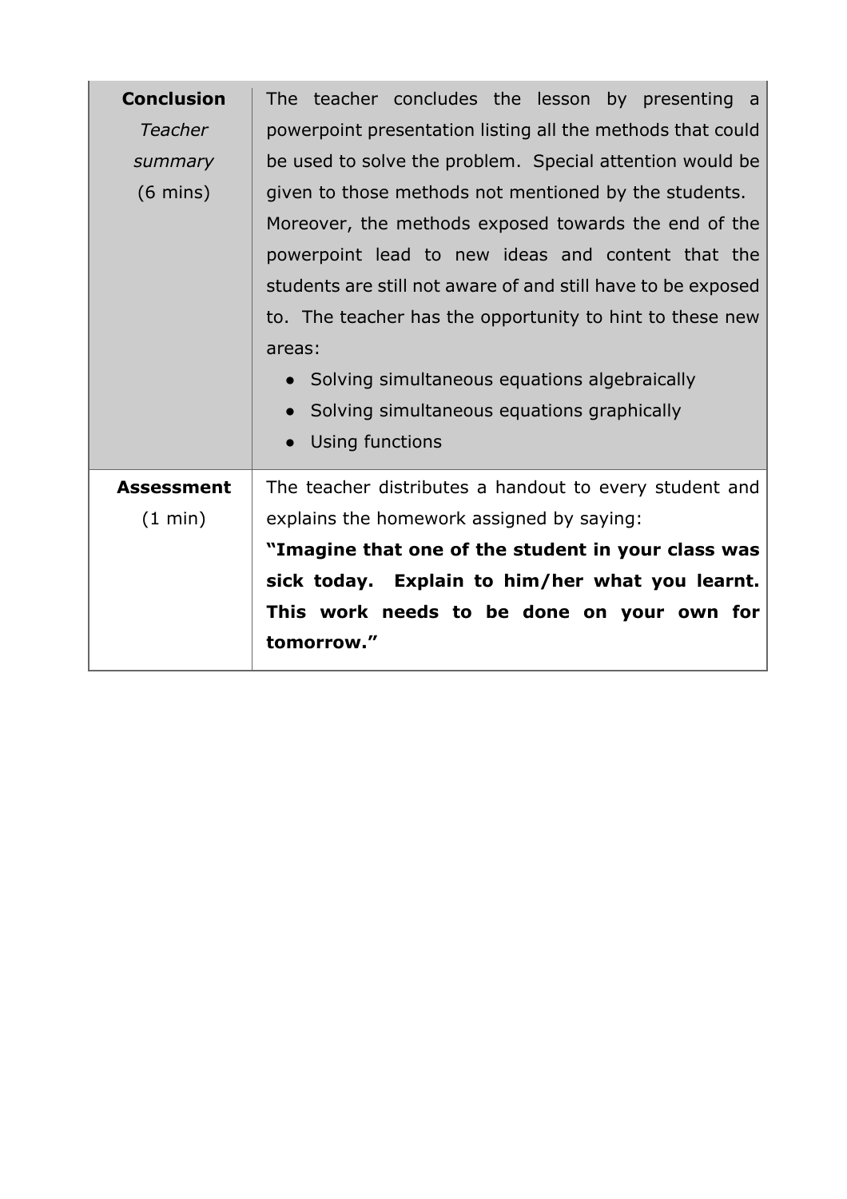| | |
|---|---|
| **Conclusion**<br>*Teacher summary*<br>(6 mins) | The teacher concludes the lesson by presenting a powerpoint presentation listing all the methods that could be used to solve the problem. Special attention would be given to those methods not mentioned by the students. Moreover, the methods exposed towards the end of the powerpoint lead to new ideas and content that the students are still not aware of and still have to be exposed to. The teacher has the opportunity to hint to these new areas:<br>• Solving simultaneous equations algebraically<br>• Solving simultaneous equations graphically<br>• Using functions |
| **Assessment**<br>(1 min) | The teacher distributes a handout to every student and explains the homework assigned by saying:<br>**"Imagine that one of the student in your class was sick today. Explain to him/her what you learnt. This work needs to be done on your own for tomorrow."** |